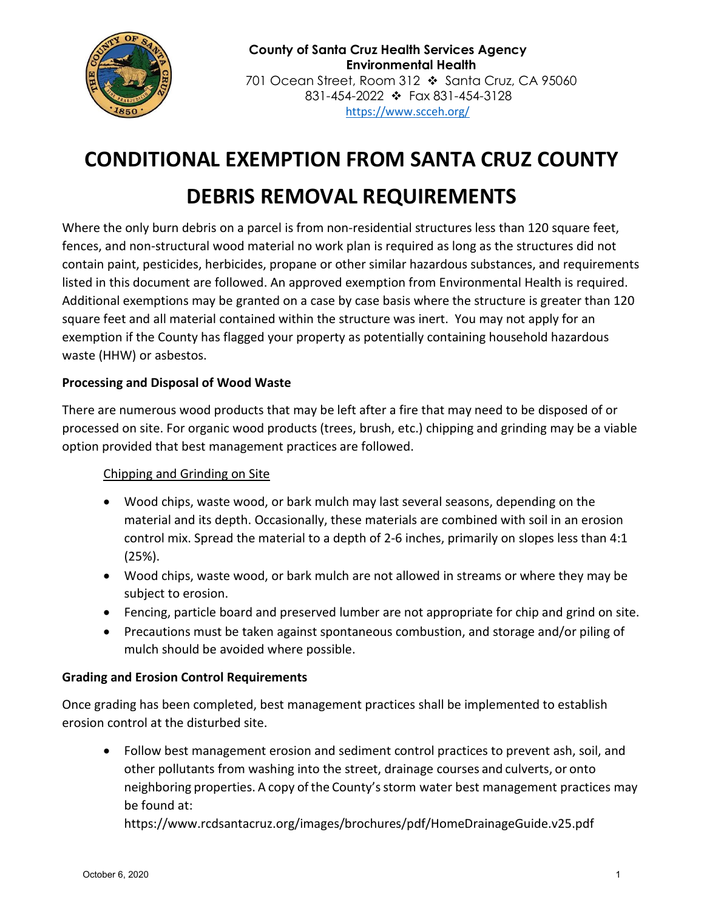**County of Santa Cruz Health Services Agency**
**Environmental Health**
701 Ocean Street, Room 312 ❖ Santa Cruz, CA 95060
831-454-2022 ❖ Fax 831-454-3128
https://www.scceh.org/

# CONDITIONAL EXEMPTION FROM SANTA CRUZ COUNTY DEBRIS REMOVAL REQUIREMENTS

Where the only burn debris on a parcel is from non-residential structures less than 120 square feet, fences, and non-structural wood material no work plan is required as long as the structures did not contain paint, pesticides, herbicides, propane or other similar hazardous substances, and requirements listed in this document are followed. An approved exemption from Environmental Health is required. Additional exemptions may be granted on a case by case basis where the structure is greater than 120 square feet and all material contained within the structure was inert. You may not apply for an exemption if the County has flagged your property as potentially containing household hazardous waste (HHW) or asbestos.

**Processing and Disposal of Wood Waste**

There are numerous wood products that may be left after a fire that may need to be disposed of or processed on site. For organic wood products (trees, brush, etc.) chipping and grinding may be a viable option provided that best management practices are followed.

Chipping and Grinding on Site

- Wood chips, waste wood, or bark mulch may last several seasons, depending on the material and its depth. Occasionally, these materials are combined with soil in an erosion control mix. Spread the material to a depth of 2-6 inches, primarily on slopes less than 4:1 (25%).
- Wood chips, waste wood, or bark mulch are not allowed in streams or where they may be subject to erosion.
- Fencing, particle board and preserved lumber are not appropriate for chip and grind on site.
- Precautions must be taken against spontaneous combustion, and storage and/or piling of mulch should be avoided where possible.

**Grading and Erosion Control Requirements**

Once grading has been completed, best management practices shall be implemented to establish erosion control at the disturbed site.

- Follow best management erosion and sediment control practices to prevent ash, soil, and other pollutants from washing into the street, drainage courses and culverts, or onto neighboring properties. A copy of the County's storm water best management practices may be found at:
  https://www.rcdsantacruz.org/images/brochures/pdf/HomeDrainageGuide.v25.pdf

October 6, 2020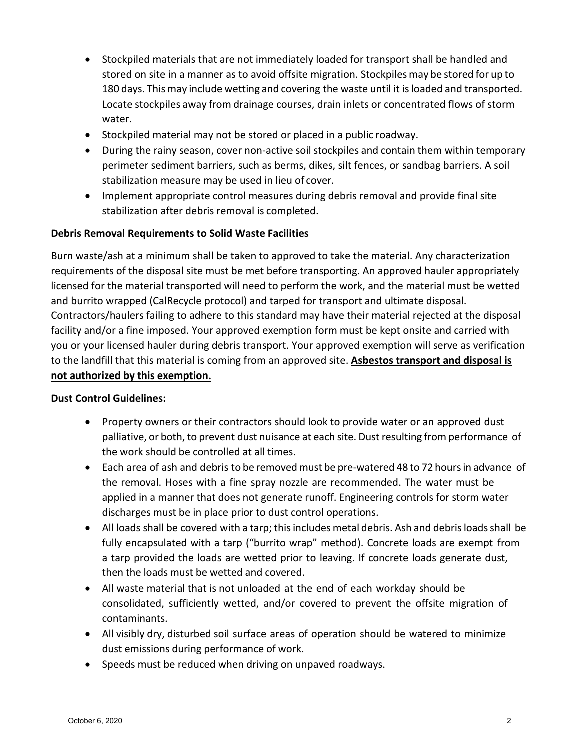- Stockpiled materials that are not immediately loaded for transport shall be handled and stored on site in a manner as to avoid offsite migration. Stockpiles may be stored for up to 180 days. This may include wetting and covering the waste until it is loaded and transported. Locate stockpiles away from drainage courses, drain inlets or concentrated flows of storm water.
- Stockpiled material may not be stored or placed in a public roadway.
- During the rainy season, cover non-active soil stockpiles and contain them within temporary perimeter sediment barriers, such as berms, dikes, silt fences, or sandbag barriers. A soil stabilization measure may be used in lieu of cover.
- Implement appropriate control measures during debris removal and provide final site stabilization after debris removal is completed.

**Debris Removal Requirements to Solid Waste Facilities**

Burn waste/ash at a minimum shall be taken to approved to take the material. Any characterization requirements of the disposal site must be met before transporting. An approved hauler appropriately licensed for the material transported will need to perform the work, and the material must be wetted and burrito wrapped (CalRecycle protocol) and tarped for transport and ultimate disposal. Contractors/haulers failing to adhere to this standard may have their material rejected at the disposal facility and/or a fine imposed. Your approved exemption form must be kept onsite and carried with you or your licensed hauler during debris transport. Your approved exemption will serve as verification to the landfill that this material is coming from an approved site. **Asbestos transport and disposal is not authorized by this exemption.**

**Dust Control Guidelines:**

- Property owners or their contractors should look to provide water or an approved dust palliative, or both, to prevent dust nuisance at each site. Dust resulting from performance of the work should be controlled at all times.
- Each area of ash and debris to be removed must be pre-watered 48 to 72 hours in advance of the removal. Hoses with a fine spray nozzle are recommended. The water must be applied in a manner that does not generate runoff. Engineering controls for storm water discharges must be in place prior to dust control operations.
- All loads shall be covered with a tarp; this includes metal debris. Ash and debris loads shall be fully encapsulated with a tarp ("burrito wrap" method). Concrete loads are exempt from a tarp provided the loads are wetted prior to leaving. If concrete loads generate dust, then the loads must be wetted and covered.
- All waste material that is not unloaded at the end of each workday should be consolidated, sufficiently wetted, and/or covered to prevent the offsite migration of contaminants.
- All visibly dry, disturbed soil surface areas of operation should be watered to minimize dust emissions during performance of work.
- Speeds must be reduced when driving on unpaved roadways.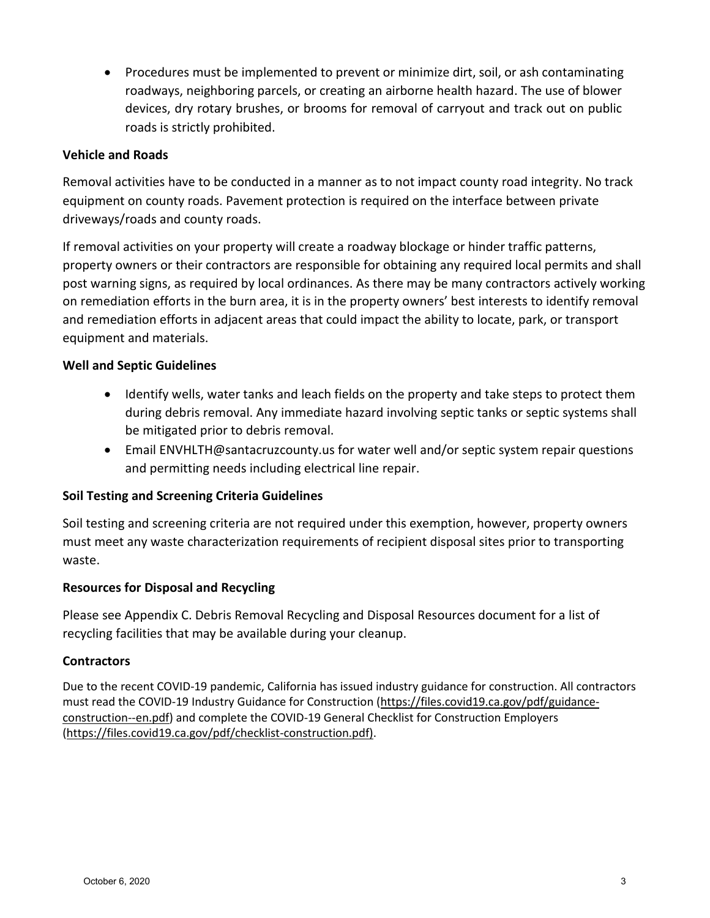- Procedures must be implemented to prevent or minimize dirt, soil, or ash contaminating roadways, neighboring parcels, or creating an airborne health hazard. The use of blower devices, dry rotary brushes, or brooms for removal of carryout and track out on public roads is strictly prohibited.

**Vehicle and Roads**

Removal activities have to be conducted in a manner as to not impact county road integrity. No track equipment on county roads. Pavement protection is required on the interface between private driveways/roads and county roads.

If removal activities on your property will create a roadway blockage or hinder traffic patterns, property owners or their contractors are responsible for obtaining any required local permits and shall post warning signs, as required by local ordinances. As there may be many contractors actively working on remediation efforts in the burn area, it is in the property owners' best interests to identify removal and remediation efforts in adjacent areas that could impact the ability to locate, park, or transport equipment and materials.

**Well and Septic Guidelines**

- Identify wells, water tanks and leach fields on the property and take steps to protect them during debris removal. Any immediate hazard involving septic tanks or septic systems shall be mitigated prior to debris removal.
- Email ENVHLTH@santacruzcounty.us for water well and/or septic system repair questions and permitting needs including electrical line repair.

**Soil Testing and Screening Criteria Guidelines**

Soil testing and screening criteria are not required under this exemption, however, property owners must meet any waste characterization requirements of recipient disposal sites prior to transporting waste.

**Resources for Disposal and Recycling**

Please see Appendix C. Debris Removal Recycling and Disposal Resources document for a list of recycling facilities that may be available during your cleanup.

**Contractors**

Due to the recent COVID-19 pandemic, California has issued industry guidance for construction. All contractors must read the COVID-19 Industry Guidance for Construction (https://files.covid19.ca.gov/pdf/guidance-construction--en.pdf) and complete the COVID-19 General Checklist for Construction Employers (https://files.covid19.ca.gov/pdf/checklist-construction.pdf).